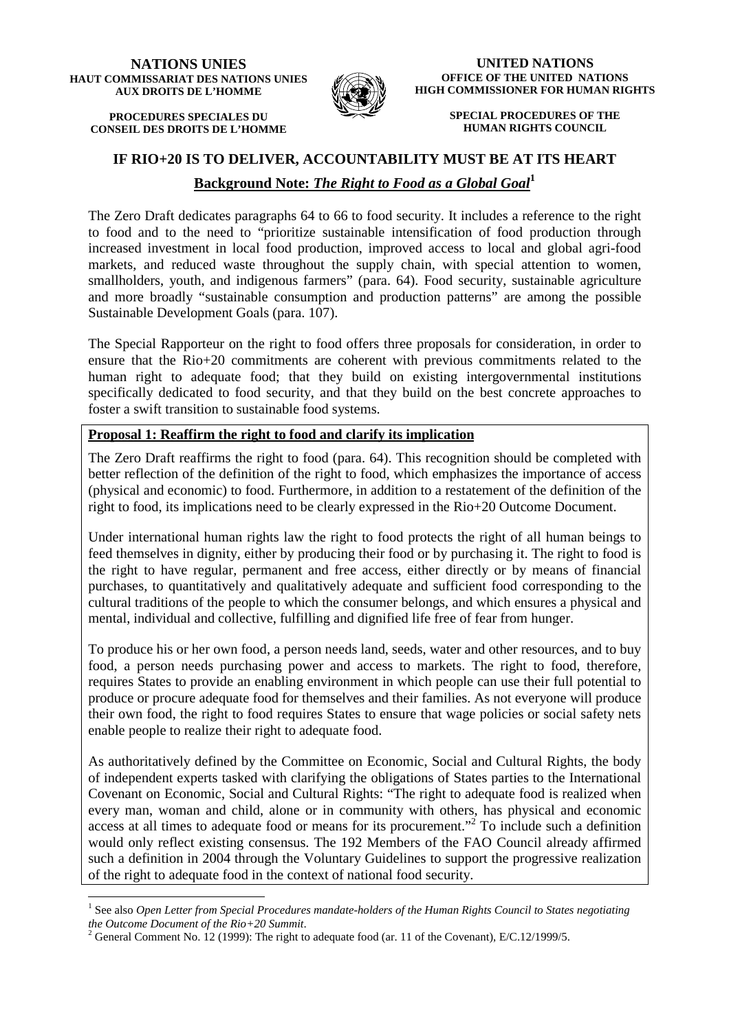**NATIONS UNIES**
**HAUT COMMISSARIAT DES NATIONS UNIES AUX DROITS DE L'HOMME**

**PROCEDURES SPECIALES DU CONSEIL DES DROITS DE L'HOMME**

**UNITED NATIONS**
**OFFICE OF THE UNITED NATIONS HIGH COMMISSIONER FOR HUMAN RIGHTS**

**SPECIAL PROCEDURES OF THE HUMAN RIGHTS COUNCIL**

# IF RIO+20 IS TO DELIVER, ACCOUNTABILITY MUST BE AT ITS HEART

## Background Note: *The Right to Food as a Global Goal*[1]

The Zero Draft dedicates paragraphs 64 to 66 to food security. It includes a reference to the right to food and to the need to "prioritize sustainable intensification of food production through increased investment in local food production, improved access to local and global agri-food markets, and reduced waste throughout the supply chain, with special attention to women, smallholders, youth, and indigenous farmers" (para. 64). Food security, sustainable agriculture and more broadly "sustainable consumption and production patterns" are among the possible Sustainable Development Goals (para. 107).

The Special Rapporteur on the right to food offers three proposals for consideration, in order to ensure that the Rio+20 commitments are coherent with previous commitments related to the human right to adequate food; that they build on existing intergovernmental institutions specifically dedicated to food security, and that they build on the best concrete approaches to foster a swift transition to sustainable food systems.

### Proposal 1: Reaffirm the right to food and clarify its implication

The Zero Draft reaffirms the right to food (para. 64). This recognition should be completed with better reflection of the definition of the right to food, which emphasizes the importance of access (physical and economic) to food. Furthermore, in addition to a restatement of the definition of the right to food, its implications need to be clearly expressed in the Rio+20 Outcome Document.

Under international human rights law the right to food protects the right of all human beings to feed themselves in dignity, either by producing their food or by purchasing it. The right to food is the right to have regular, permanent and free access, either directly or by means of financial purchases, to quantitatively and qualitatively adequate and sufficient food corresponding to the cultural traditions of the people to which the consumer belongs, and which ensures a physical and mental, individual and collective, fulfilling and dignified life free of fear from hunger.

To produce his or her own food, a person needs land, seeds, water and other resources, and to buy food, a person needs purchasing power and access to markets. The right to food, therefore, requires States to provide an enabling environment in which people can use their full potential to produce or procure adequate food for themselves and their families. As not everyone will produce their own food, the right to food requires States to ensure that wage policies or social safety nets enable people to realize their right to adequate food.

As authoritatively defined by the Committee on Economic, Social and Cultural Rights, the body of independent experts tasked with clarifying the obligations of States parties to the International Covenant on Economic, Social and Cultural Rights: "The right to adequate food is realized when every man, woman and child, alone or in community with others, has physical and economic access at all times to adequate food or means for its procurement."[2] To include such a definition would only reflect existing consensus. The 192 Members of the FAO Council already affirmed such a definition in 2004 through the Voluntary Guidelines to support the progressive realization of the right to adequate food in the context of national food security.

---

[1] See also *Open Letter from Special Procedures mandate-holders of the Human Rights Council to States negotiating the Outcome Document of the Rio+20 Summit*.

[2] General Comment No. 12 (1999): The right to adequate food (ar. 11 of the Covenant), E/C.12/1999/5.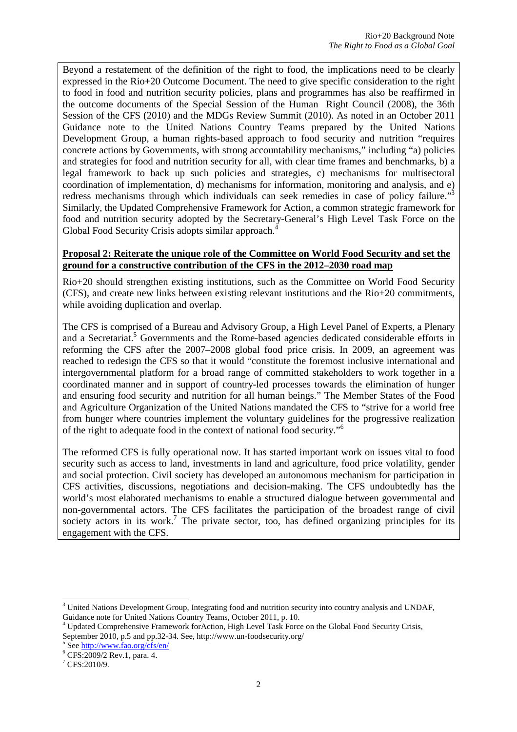Beyond a restatement of the definition of the right to food, the implications need to be clearly expressed in the Rio+20 Outcome Document. The need to give specific consideration to the right to food in food and nutrition security policies, plans and programmes has also be reaffirmed in the outcome documents of the Special Session of the Human Right Council (2008), the 36th Session of the CFS (2010) and the MDGs Review Summit (2010). As noted in an October 2011 Guidance note to the United Nations Country Teams prepared by the United Nations Development Group, a human rights-based approach to food security and nutrition "requires concrete actions by Governments, with strong accountability mechanisms," including "a) policies and strategies for food and nutrition security for all, with clear time frames and benchmarks, b) a legal framework to back up such policies and strategies, c) mechanisms for multisectoral coordination of implementation, d) mechanisms for information, monitoring and analysis, and e) redress mechanisms through which individuals can seek remedies in case of policy failure."[3] Similarly, the Updated Comprehensive Framework for Action, a common strategic framework for food and nutrition security adopted by the Secretary-General's High Level Task Force on the Global Food Security Crisis adopts similar approach.[4]

**Proposal 2: Reiterate the unique role of the Committee on World Food Security and set the ground for a constructive contribution of the CFS in the 2012–2030 road map**

Rio+20 should strengthen existing institutions, such as the Committee on World Food Security (CFS), and create new links between existing relevant institutions and the Rio+20 commitments, while avoiding duplication and overlap.

The CFS is comprised of a Bureau and Advisory Group, a High Level Panel of Experts, a Plenary and a Secretariat.[5] Governments and the Rome-based agencies dedicated considerable efforts in reforming the CFS after the 2007–2008 global food price crisis. In 2009, an agreement was reached to redesign the CFS so that it would "constitute the foremost inclusive international and intergovernmental platform for a broad range of committed stakeholders to work together in a coordinated manner and in support of country-led processes towards the elimination of hunger and ensuring food security and nutrition for all human beings." The Member States of the Food and Agriculture Organization of the United Nations mandated the CFS to "strive for a world free from hunger where countries implement the voluntary guidelines for the progressive realization of the right to adequate food in the context of national food security."[6]

The reformed CFS is fully operational now. It has started important work on issues vital to food security such as access to land, investments in land and agriculture, food price volatility, gender and social protection. Civil society has developed an autonomous mechanism for participation in CFS activities, discussions, negotiations and decision-making. The CFS undoubtedly has the world's most elaborated mechanisms to enable a structured dialogue between governmental and non-governmental actors. The CFS facilitates the participation of the broadest range of civil society actors in its work.[7] The private sector, too, has defined organizing principles for its engagement with the CFS.

---

[3] United Nations Development Group, Integrating food and nutrition security into country analysis and UNDAF, Guidance note for United Nations Country Teams, October 2011, p. 10.

[4] Updated Comprehensive Framework forAction, High Level Task Force on the Global Food Security Crisis, September 2010, p.5 and pp.32-34. See, http://www.un-foodsecurity.org/

[5] See http://www.fao.org/cfs/en/

[6] CFS:2009/2 Rev.1, para. 4.

[7] CFS:2010/9.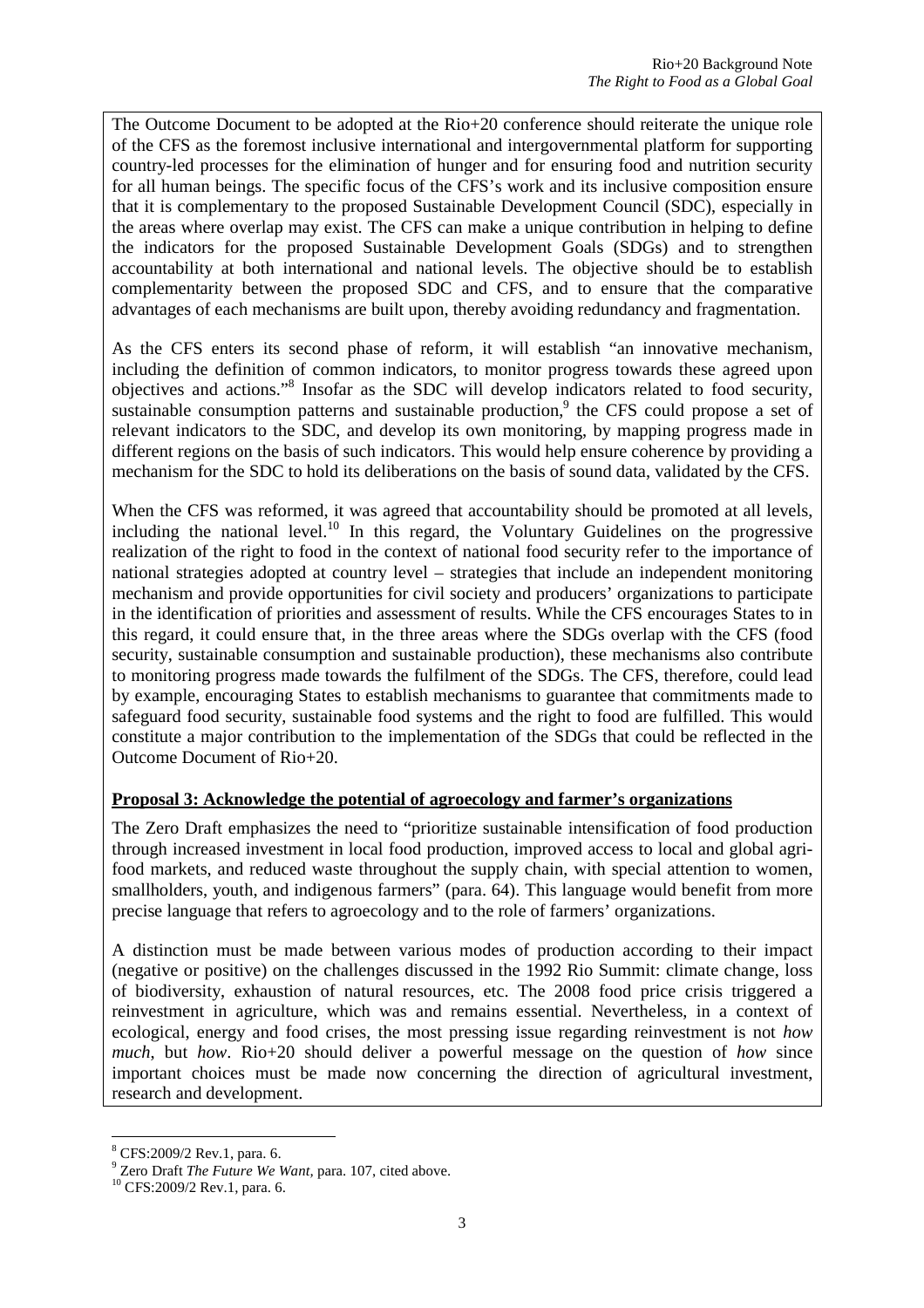The Outcome Document to be adopted at the Rio+20 conference should reiterate the unique role of the CFS as the foremost inclusive international and intergovernmental platform for supporting country-led processes for the elimination of hunger and for ensuring food and nutrition security for all human beings. The specific focus of the CFS's work and its inclusive composition ensure that it is complementary to the proposed Sustainable Development Council (SDC), especially in the areas where overlap may exist. The CFS can make a unique contribution in helping to define the indicators for the proposed Sustainable Development Goals (SDGs) and to strengthen accountability at both international and national levels. The objective should be to establish complementarity between the proposed SDC and CFS, and to ensure that the comparative advantages of each mechanisms are built upon, thereby avoiding redundancy and fragmentation.

As the CFS enters its second phase of reform, it will establish "an innovative mechanism, including the definition of common indicators, to monitor progress towards these agreed upon objectives and actions."[8] Insofar as the SDC will develop indicators related to food security, sustainable consumption patterns and sustainable production,[9] the CFS could propose a set of relevant indicators to the SDC, and develop its own monitoring, by mapping progress made in different regions on the basis of such indicators. This would help ensure coherence by providing a mechanism for the SDC to hold its deliberations on the basis of sound data, validated by the CFS.

When the CFS was reformed, it was agreed that accountability should be promoted at all levels, including the national level.[10] In this regard, the Voluntary Guidelines on the progressive realization of the right to food in the context of national food security refer to the importance of national strategies adopted at country level – strategies that include an independent monitoring mechanism and provide opportunities for civil society and producers' organizations to participate in the identification of priorities and assessment of results. While the CFS encourages States to in this regard, it could ensure that, in the three areas where the SDGs overlap with the CFS (food security, sustainable consumption and sustainable production), these mechanisms also contribute to monitoring progress made towards the fulfilment of the SDGs. The CFS, therefore, could lead by example, encouraging States to establish mechanisms to guarantee that commitments made to safeguard food security, sustainable food systems and the right to food are fulfilled. This would constitute a major contribution to the implementation of the SDGs that could be reflected in the Outcome Document of Rio+20.

**Proposal 3: Acknowledge the potential of agroecology and farmer's organizations**

The Zero Draft emphasizes the need to "prioritize sustainable intensification of food production through increased investment in local food production, improved access to local and global agri-food markets, and reduced waste throughout the supply chain, with special attention to women, smallholders, youth, and indigenous farmers" (para. 64). This language would benefit from more precise language that refers to agroecology and to the role of farmers' organizations.

A distinction must be made between various modes of production according to their impact (negative or positive) on the challenges discussed in the 1992 Rio Summit: climate change, loss of biodiversity, exhaustion of natural resources, etc. The 2008 food price crisis triggered a reinvestment in agriculture, which was and remains essential. Nevertheless, in a context of ecological, energy and food crises, the most pressing issue regarding reinvestment is not *how much*, but *how*. Rio+20 should deliver a powerful message on the question of *how* since important choices must be made now concerning the direction of agricultural investment, research and development.

---

[8] CFS:2009/2 Rev.1, para. 6.

[9] Zero Draft *The Future We Want*, para. 107, cited above.

[10] CFS:2009/2 Rev.1, para. 6.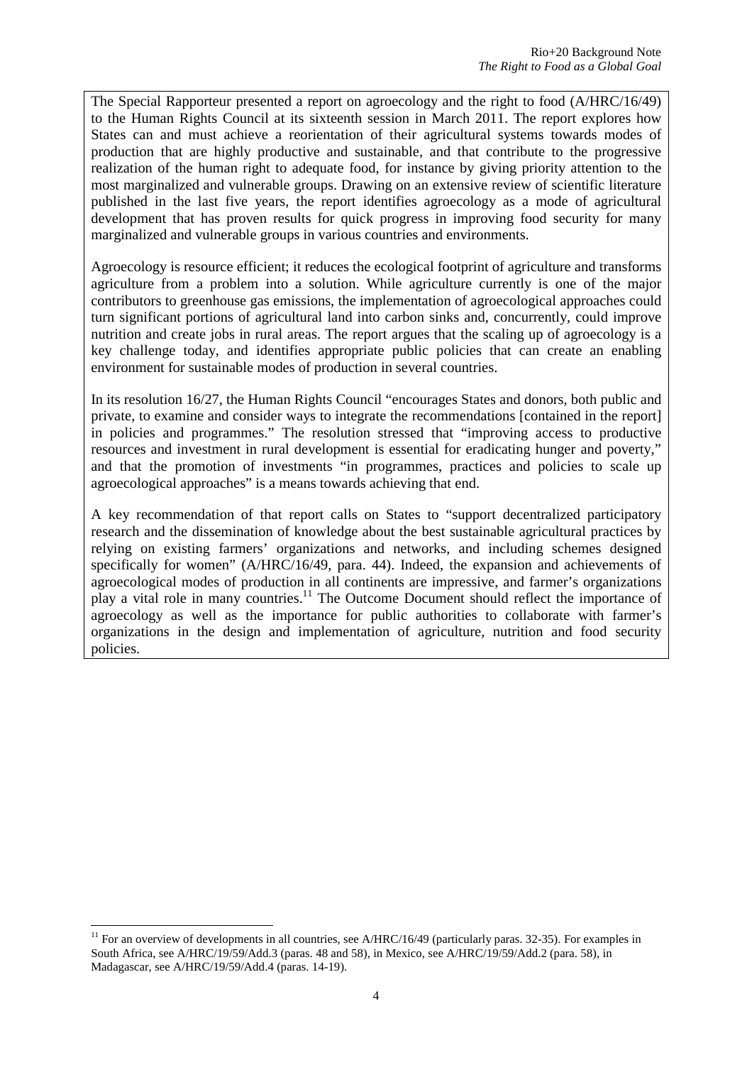The Special Rapporteur presented a report on agroecology and the right to food (A/HRC/16/49) to the Human Rights Council at its sixteenth session in March 2011. The report explores how States can and must achieve a reorientation of their agricultural systems towards modes of production that are highly productive and sustainable, and that contribute to the progressive realization of the human right to adequate food, for instance by giving priority attention to the most marginalized and vulnerable groups. Drawing on an extensive review of scientific literature published in the last five years, the report identifies agroecology as a mode of agricultural development that has proven results for quick progress in improving food security for many marginalized and vulnerable groups in various countries and environments.

Agroecology is resource efficient; it reduces the ecological footprint of agriculture and transforms agriculture from a problem into a solution. While agriculture currently is one of the major contributors to greenhouse gas emissions, the implementation of agroecological approaches could turn significant portions of agricultural land into carbon sinks and, concurrently, could improve nutrition and create jobs in rural areas. The report argues that the scaling up of agroecology is a key challenge today, and identifies appropriate public policies that can create an enabling environment for sustainable modes of production in several countries.

In its resolution 16/27, the Human Rights Council "encourages States and donors, both public and private, to examine and consider ways to integrate the recommendations [contained in the report] in policies and programmes." The resolution stressed that "improving access to productive resources and investment in rural development is essential for eradicating hunger and poverty," and that the promotion of investments "in programmes, practices and policies to scale up agroecological approaches" is a means towards achieving that end.

A key recommendation of that report calls on States to "support decentralized participatory research and the dissemination of knowledge about the best sustainable agricultural practices by relying on existing farmers' organizations and networks, and including schemes designed specifically for women" (A/HRC/16/49, para. 44). Indeed, the expansion and achievements of agroecological modes of production in all continents are impressive, and farmer's organizations play a vital role in many countries.[11] The Outcome Document should reflect the importance of agroecology as well as the importance for public authorities to collaborate with farmer's organizations in the design and implementation of agriculture, nutrition and food security policies.

[11] For an overview of developments in all countries, see A/HRC/16/49 (particularly paras. 32-35). For examples in South Africa, see A/HRC/19/59/Add.3 (paras. 48 and 58), in Mexico, see A/HRC/19/59/Add.2 (para. 58), in Madagascar, see A/HRC/19/59/Add.4 (paras. 14-19).